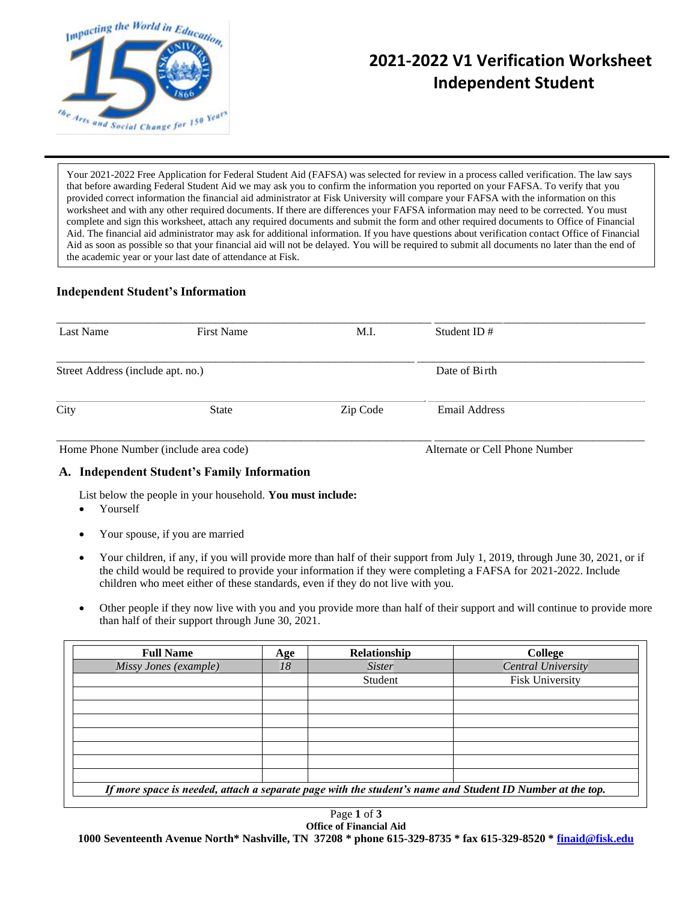# 2021-2022 V1 Verification Worksheet Independent Student

Your 2021-2022 Free Application for Federal Student Aid (FAFSA) was selected for review in a process called verification. The law says that before awarding Federal Student Aid we may ask you to confirm the information you reported on your FAFSA. To verify that you provided correct information the financial aid administrator at Fisk University will compare your FAFSA with the information on this worksheet and with any other required documents. If there are differences your FAFSA information may need to be corrected. You must complete and sign this worksheet, attach any required documents and submit the form and other required documents to Office of Financial Aid. The financial aid administrator may ask for additional information. If you have questions about verification contact Office of Financial Aid as soon as possible so that your financial aid will not be delayed. You will be required to submit all documents no later than the end of the academic year or your last date of attendance at Fisk.

### Independent Student's Information

______________________________________________ ______________________
Last Name First Name M.I. Student ID #

______________________________________________ ______________________
Street Address (include apt. no.) Date of Birth

______________________________________________ ______________________
City State Zip Code Email Address

______________________________________________ ______________________
Home Phone Number (include area code) Alternate or Cell Phone Number

### A. Independent Student's Family Information

List below the people in your household. **You must include:**

- Yourself
- Your spouse, if you are married
- Your children, if any, if you will provide more than half of their support from July 1, 2019, through June 30, 2021, or if the child would be required to provide your information if they were completing a FAFSA for 2021-2022. Include children who meet either of these standards, even if they do not live with you.
- Other people if they now live with you and you provide more than half of their support and will continue to provide more than half of their support through June 30, 2021.

| Full Name | Age | Relationship | College |
|---|---|---|---|
| *Missy Jones (example)* | *18* | *Sister* | *Central University* |
| | | Student | Fisk University |
| | | | |
| | | | |
| | | | |
| | | | |
| | | | |
| | | | |
| | | | |

***If more space is needed, attach a separate page with the student's name and Student ID Number at the top.***

**Office of Financial Aid**
**1000 Seventeenth Avenue North\* Nashville, TN 37208 \* phone 615-329-8735 \* fax 615-329-8520 \* finaid@fisk.edu**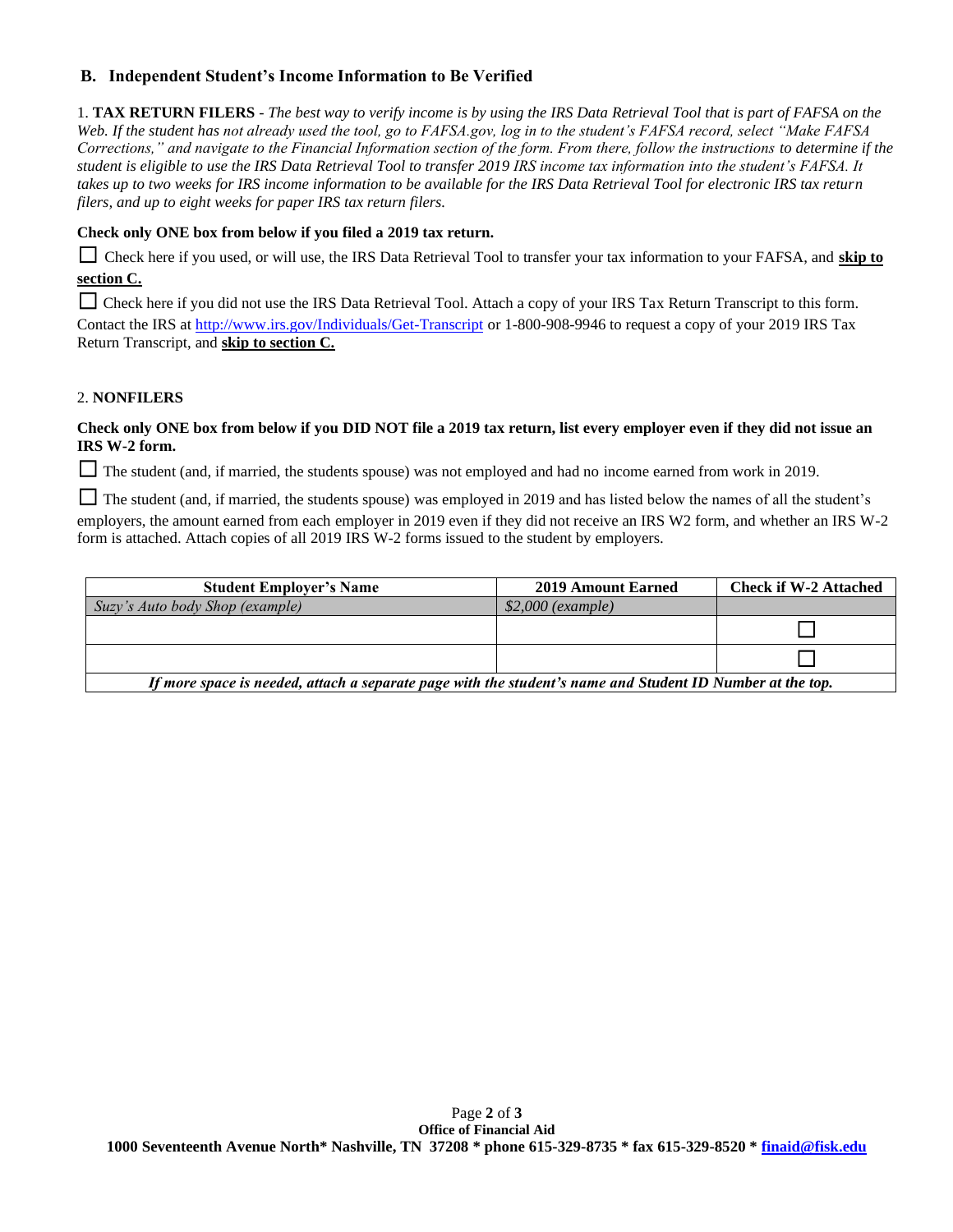## B. Independent Student's Income Information to Be Verified

1. **TAX RETURN FILERS** - *The best way to verify income is by using the IRS Data Retrieval Tool that is part of FAFSA on the Web. If the student has not already used the tool, go to FAFSA.gov, log in to the student's FAFSA record, select "Make FAFSA Corrections," and navigate to the Financial Information section of the form. From there, follow the instructions to determine if the student is eligible to use the IRS Data Retrieval Tool to transfer 2019 IRS income tax information into the student's FAFSA. It takes up to two weeks for IRS income information to be available for the IRS Data Retrieval Tool for electronic IRS tax return filers, and up to eight weeks for paper IRS tax return filers.*

**Check only ONE box from below if you filed a 2019 tax return.**

☐ Check here if you used, or will use, the IRS Data Retrieval Tool to transfer your tax information to your FAFSA, and **skip to section C.**

☐ Check here if you did not use the IRS Data Retrieval Tool. Attach a copy of your IRS Tax Return Transcript to this form. Contact the IRS at http://www.irs.gov/Individuals/Get-Transcript or 1-800-908-9946 to request a copy of your 2019 IRS Tax Return Transcript, and **skip to section C.**

2. **NONFILERS**

**Check only ONE box from below if you DID NOT file a 2019 tax return, list every employer even if they did not issue an IRS W-2 form.**

☐ The student (and, if married, the students spouse) was not employed and had no income earned from work in 2019.

☐ The student (and, if married, the students spouse) was employed in 2019 and has listed below the names of all the student's employers, the amount earned from each employer in 2019 even if they did not receive an IRS W2 form, and whether an IRS W-2 form is attached. Attach copies of all 2019 IRS W-2 forms issued to the student by employers.

| Student Employer's Name | 2019 Amount Earned | Check if W-2 Attached |
|---|---|---|
| *Suzy's Auto body Shop (example)* | *$2,000 (example)* | |
| | | ☐ |
| | | ☐ |
| *If more space is needed, attach a separate page with the student's name and Student ID Number at the top.* | | |

**Office of Financial Aid**
**1000 Seventeenth Avenue North* Nashville, TN 37208 * phone 615-329-8735 * fax 615-329-8520 * finaid@fisk.edu**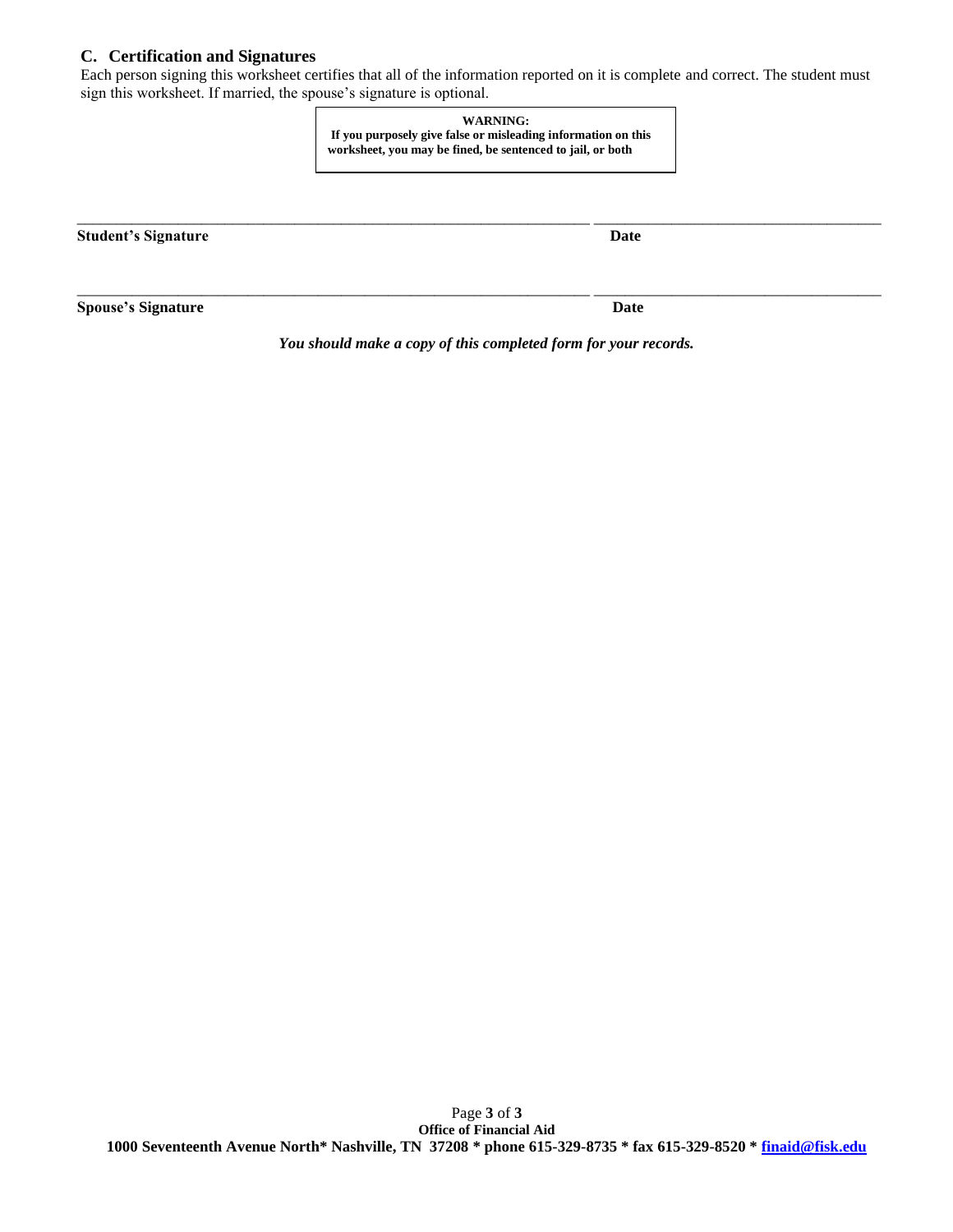## C. Certification and Signatures

Each person signing this worksheet certifies that all of the information reported on it is complete and correct. The student must sign this worksheet. If married, the spouse's signature is optional.

> **WARNING:**
> **If you purposely give false or misleading information on this worksheet, you may be fined, be sentenced to jail, or both**

\_\_\_\_\_\_\_\_\_\_\_\_\_\_\_\_\_\_\_\_\_\_\_\_\_\_\_\_\_\_\_\_\_\_\_\_\_\_\_\_\_\_\_\_ \_\_\_\_\_\_\_\_\_\_\_\_\_\_\_\_\_\_\_\_\_\_\_\_\_\_\_\_
**Student's Signature** **Date**

\_\_\_\_\_\_\_\_\_\_\_\_\_\_\_\_\_\_\_\_\_\_\_\_\_\_\_\_\_\_\_\_\_\_\_\_\_\_\_\_\_\_\_\_ \_\_\_\_\_\_\_\_\_\_\_\_\_\_\_\_\_\_\_\_\_\_\_\_\_\_\_\_
**Spouse's Signature** **Date**

***You should make a copy of this completed form for your records.***

**Office of Financial Aid**
**1000 Seventeenth Avenue North* Nashville, TN 37208 * phone 615-329-8735 * fax 615-329-8520 * finaid@fisk.edu**